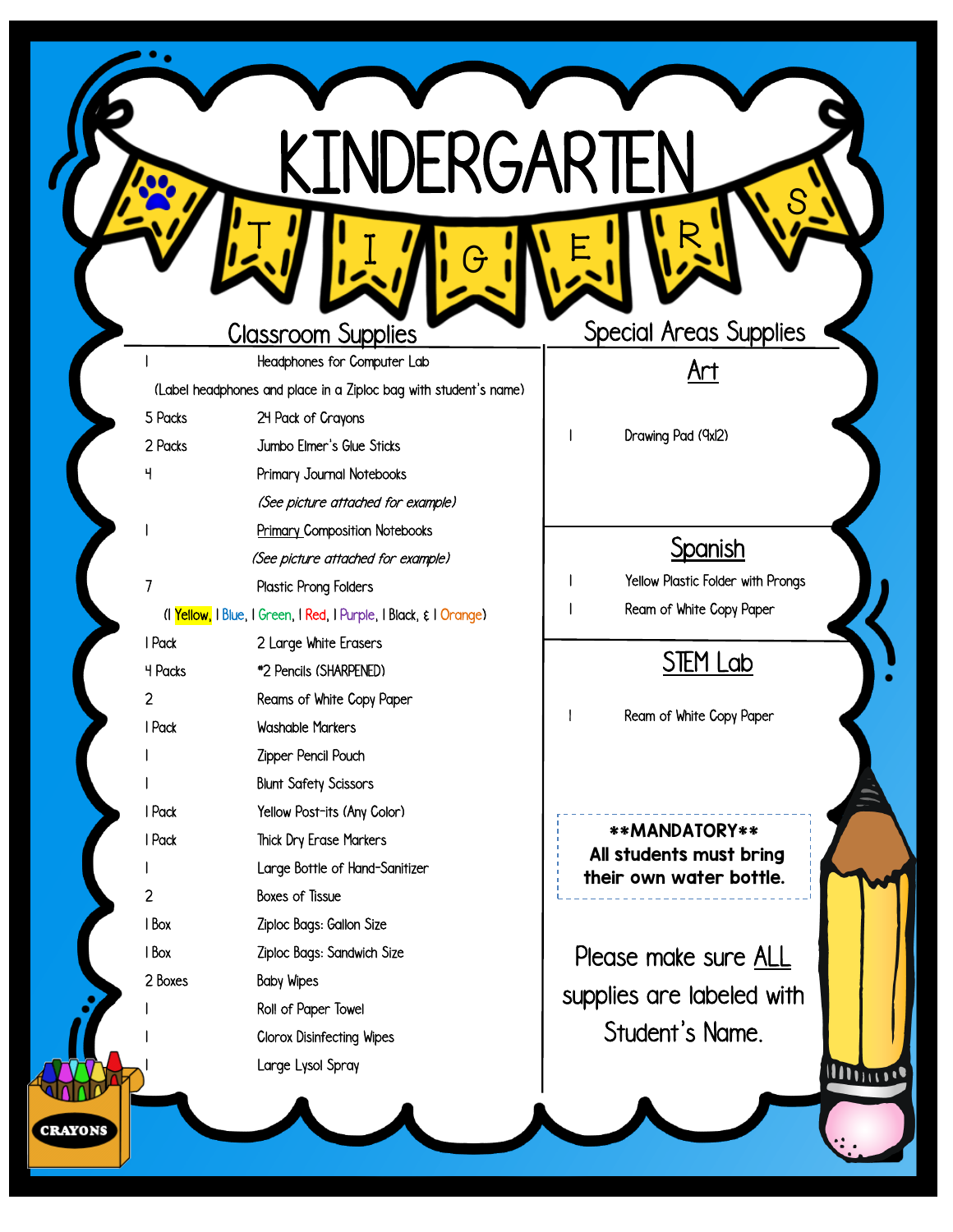# KINDERGARTEN

## TIGERS

## Classroom Supplies

| Qty | Item |
|---|---|
| 1 | Headphones for Computer Lab |
| | (Label headphones and place in a Ziploc bag with student's name) |
| 5 Packs | 24 Pack of Crayons |
| 2 Packs | Jumbo Elmer's Glue Sticks |
| 4 | Primary Journal Notebooks |
| | *(See picture attached for example)* |
| 1 | Primary Composition Notebooks |
| | *(See picture attached for example)* |
| 7 | Plastic Prong Folders |
| | (1 Yellow, 1 Blue, 1 Green, 1 Red, 1 Purple, 1 Black, & 1 Orange) |
| 1 Pack | 2 Large White Erasers |
| 4 Packs | #2 Pencils (SHARPENED) |
| 2 | Reams of White Copy Paper |
| 1 Pack | Washable Markers |
| 1 | Zipper Pencil Pouch |
| 1 | Blunt Safety Scissors |
| 1 Pack | Yellow Post-its (Any Color) |
| 1 Pack | Thick Dry Erase Markers |
| 1 | Large Bottle of Hand-Sanitizer |
| 2 | Boxes of Tissue |
| 1 Box | Ziploc Bags: Gallon Size |
| 1 Box | Ziploc Bags: Sandwich Size |
| 2 Boxes | Baby Wipes |
| 1 | Roll of Paper Towel |
| 1 | Clorox Disinfecting Wipes |
| 1 | Large Lysol Spray |

## Special Areas Supplies

### Art

| Qty | Item |
|---|---|
| 1 | Drawing Pad (9x12) |

### Spanish

| Qty | Item |
|---|---|
| 1 | Yellow Plastic Folder with Prongs |
| 1 | Ream of White Copy Paper |

### STEM Lab

| Qty | Item |
|---|---|
| 1 | Ream of White Copy Paper |

**\*\*MANDATORY\*\***
**All students must bring their own water bottle.**

Please make sure ALL supplies are labeled with Student's Name.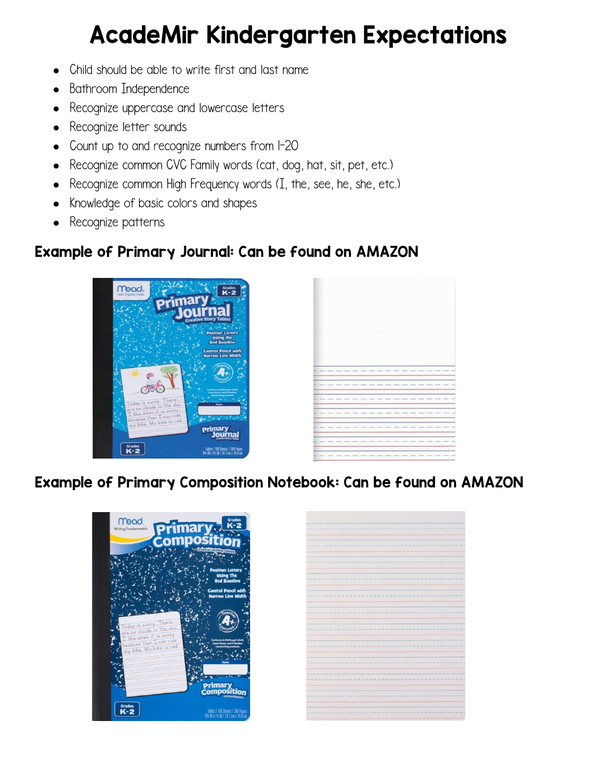# AcadeMir Kindergarten Expectations

- Child should be able to write first and last name
- Bathroom Independence
- Recognize uppercase and lowercase letters
- Recognize letter sounds
- Count up to and recognize numbers from 1-20
- Recognize common CVC Family words (cat, dog, hat, sit, pet, etc.)
- Recognize common High Frequency words (I, the, see, he, she, etc.)
- Knowledge of basic colors and shapes
- Recognize patterns

### Example of Primary Journal: Can be found on AMAZON

### Example of Primary Composition Notebook: Can be found on AMAZON